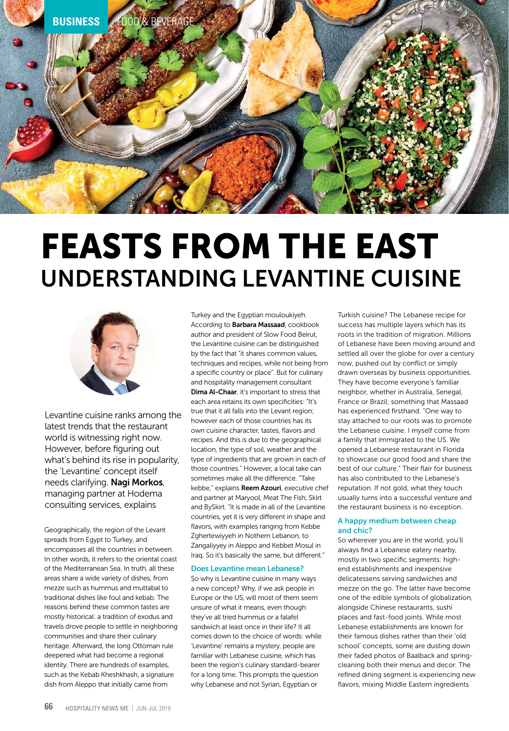# FEASTS FROM THE EAST

## UNDERSTANDING LEVANTINE CUISINE

Levantine cuisine ranks among the latest trends that the restaurant world is witnessing right now. However, before figuring out what's behind its rise in popularity, the 'Levantine' concept itself needs clarifying. **Nagi Morkos**, managing partner at Hodema consulting services, explains

Geographically, the region of the Levant spreads from Egypt to Turkey, and encompasses all the countries in between. In other words, it refers to the oriental coast of the Mediterranean Sea. In truth, all these areas share a wide variety of dishes, from mezze such as hummus and muttabal to traditional dishes like foul and kebab. The reasons behind these common tastes are mostly historical: a tradition of exodus and travels drove people to settle in neighboring communities and share their culinary heritage. Afterward, the long Ottoman rule deepened what had become a regional identity. There are hundreds of examples, such as the Kebab Kheshkhash, a signature dish from Aleppo that initially came from Turkey and the Egyptian mouloukiyeh. According to **Barbara Massaad**, cookbook author and president of Slow Food Beirut, the Levantine cuisine can be distinguished by the fact that "it shares common values, techniques and recipes, while not being from a specific country or place". But for culinary and hospitality management consultant **Dima Al-Chaar**, it's important to stress that each area retains its own specificities: "It's true that it all falls into the Levant region; however each of those countries has its own cuisine character, tastes, flavors and recipes. And this is due to the geographical location, the type of soil, weather and the type of ingredients that are grown in each of those countries." However, a local take can sometimes make all the difference. "Take kebbe," explains **Reem Azouri**, executive chef and partner at Maryool, Meat The Fish, Skirt and BySkirt. "It is made in all of the Levantine countries, yet it is very different in shape and flavors, with examples ranging from Kebbe Zghertewiyyeh in Northern Lebanon, to Zangaliyyey in Aleppo and Kebbet Mosul in Iraq. So it's basically the same, but different."

### Does Levantine mean Lebanese?

So why is Levantine cuisine in many ways a new concept? Why, if we ask people in Europe or the US, will most of them seem unsure of what it means, even though they've all tried hummus or a falafel sandwich at least once in their life? It all comes down to the choice of words: while 'Levantine' remains a mystery, people are familiar with Lebanese cuisine, which has been the region's culinary standard-bearer for a long time. This prompts the question why Lebanese and not Syrian, Egyptian or Turkish cuisine? The Lebanese recipe for success has multiple layers which has its roots in the tradition of migration. Millions of Lebanese have been moving around and settled all over the globe for over a century now, pushed out by conflict or simply drawn overseas by business opportunities. They have become everyone's familiar neighbor, whether in Australia, Senegal, France or Brazil; something that Massaad has experienced firsthand. "One way to stay attached to our roots was to promote the Lebanese cuisine. I myself come from a family that immigrated to the US. We opened a Lebanese restaurant in Florida to showcase our good food and share the best of our culture." Their flair for business has also contributed to the Lebanese's reputation. If not gold, what they touch usually turns into a successful venture and the restaurant business is no exception.

### A happy medium between cheap and chic?

So wherever you are in the world, you'll always find a Lebanese eatery nearby, mostly in two specific segments: high-end establishments and inexpensive delicatessens serving sandwiches and mezze on the go. The latter have become one of the edible symbols of globalization, alongside Chinese restaurants, sushi places and fast-food joints. While most Lebanese establishments are known for their famous dishes rather than their 'old school' concepts, some are dusting down their faded photos of Baalback and spring-cleaning both their menus and decor. The refined dining segment is experiencing new flavors, mixing Middle Eastern ingredients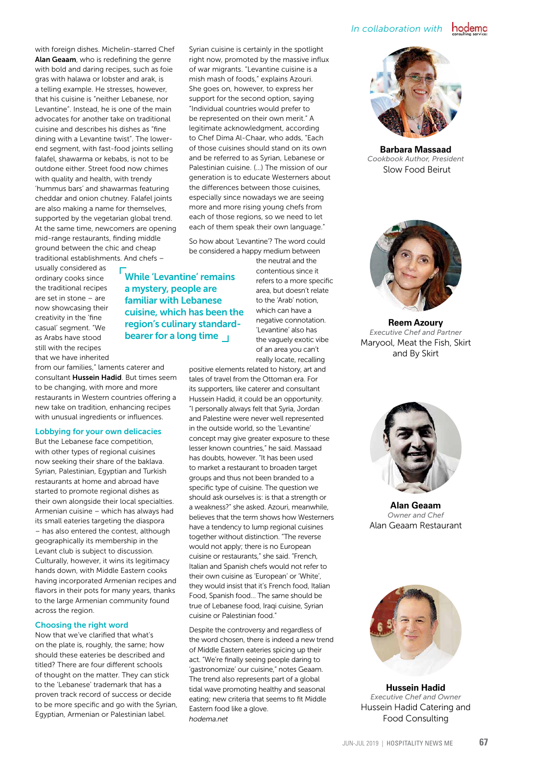with foreign dishes. Michelin-starred Chef **Alan Geaam**, who is redefining the genre with bold and daring recipes, such as foie gras with halawa or lobster and arak, is a telling example. He stresses, however, that his cuisine is "neither Lebanese, nor Levantine". Instead, he is one of the main advocates for another take on traditional cuisine and describes his dishes as "fine dining with a Levantine twist". The lower-end segment, with fast-food joints selling falafel, shawarma or kebabs, is not to be outdone either. Street food now chimes with quality and health, with trendy 'hummus bars' and shawarmas featuring cheddar and onion chutney. Falafel joints are also making a name for themselves, supported by the vegetarian global trend. At the same time, newcomers are opening mid-range restaurants, finding middle ground between the chic and cheap traditional establishments. And chefs – usually considered as ordinary cooks since the traditional recipes are set in stone – are now showcasing their creativity in the 'fine casual' segment. "We as Arabs have stood still with the recipes that we have inherited from our families," laments caterer and consultant **Hussein Hadid**. But times seem to be changing, with more and more restaurants in Western countries offering a new take on tradition, enhancing recipes with unusual ingredients or influences.

> While 'Levantine' remains a mystery, people are familiar with Lebanese cuisine, which has been the region's culinary standard-bearer for a long time

### Lobbying for your own delicacies

But the Lebanese face competition, with other types of regional cuisines now seeking their share of the baklava. Syrian, Palestinian, Egyptian and Turkish restaurants at home and abroad have started to promote regional dishes as their own alongside their local specialties. Armenian cuisine – which has always had its small eateries targeting the diaspora – has also entered the contest, although geographically its membership in the Levant club is subject to discussion. Culturally, however, it wins its legitimacy hands down, with Middle Eastern cooks having incorporated Armenian recipes and flavors in their pots for many years, thanks to the large Armenian community found across the region.

### Choosing the right word

Now that we've clarified that what's on the plate is, roughly, the same; how should these eateries be described and titled? There are four different schools of thought on the matter. They can stick to the 'Lebanese' trademark that has a proven track record of success or decide to be more specific and go with the Syrian, Egyptian, Armenian or Palestinian label.

Syrian cuisine is certainly in the spotlight right now, promoted by the massive influx of war migrants. "Levantine cuisine is a mish mash of foods," explains Azouri. She goes on, however, to express her support for the second option, saying "Individual countries would prefer to be represented on their own merit." A legitimate acknowledgment, according to Chef Dima Al-Chaar, who adds, "Each of those cuisines should stand on its own and be referred to as Syrian, Lebanese or Palestinian cuisine. (...) The mission of our generation is to educate Westerners about the differences between those cuisines, especially since nowadays we are seeing more and more rising young chefs from each of those regions, so we need to let each of them speak their own language."

So how about 'Levantine'? The word could be considered a happy medium between the neutral and the contentious since it refers to a more specific area, but doesn't relate to the 'Arab' notion, which can have a negative connotation. 'Levantine' also has the vaguely exotic vibe of an area you can't really locate, recalling positive elements related to history, art and tales of travel from the Ottoman era. For its supporters, like caterer and consultant Hussein Hadid, it could be an opportunity. "I personally always felt that Syria, Jordan and Palestine were never well represented in the outside world, so the 'Levantine' concept may give greater exposure to these lesser known countries," he said. Massaad has doubts, however. "It has been used to market a restaurant to broaden target groups and thus not been branded to a specific type of cuisine. The question we should ask ourselves is: is that a strength or a weakness?" she asked. Azouri, meanwhile, believes that the term shows how Westerners have a tendency to lump regional cuisines together without distinction. "The reverse would not apply; there is no European cuisine or restaurants," she said. "French, Italian and Spanish chefs would not refer to their own cuisine as 'European' or 'White', they would insist that it's French food, Italian Food, Spanish food... The same should be true of Lebanese food, Iraqi cuisine, Syrian cuisine or Palestinian food."

Despite the controversy and regardless of the word chosen, there is indeed a new trend of Middle Eastern eateries spicing up their act. "We're finally seeing people daring to 'gastronomize' our cuisine," notes Geaam. The trend also represents part of a global tidal wave promoting healthy and seasonal eating; new criteria that seems to fit Middle Eastern food like a glove.

*hodema.net*

*In collaboration with* hodema consulting services

**Barbara Massaad**
*Cookbook Author, President*
Slow Food Beirut

**Reem Azoury**
*Executive Chef and Partner*
Maryool, Meat the Fish, Skirt and By Skirt

**Alan Geaam**
*Owner and Chef*
Alan Geaam Restaurant

**Hussein Hadid**
*Executive Chef and Owner*
Hussein Hadid Catering and Food Consulting